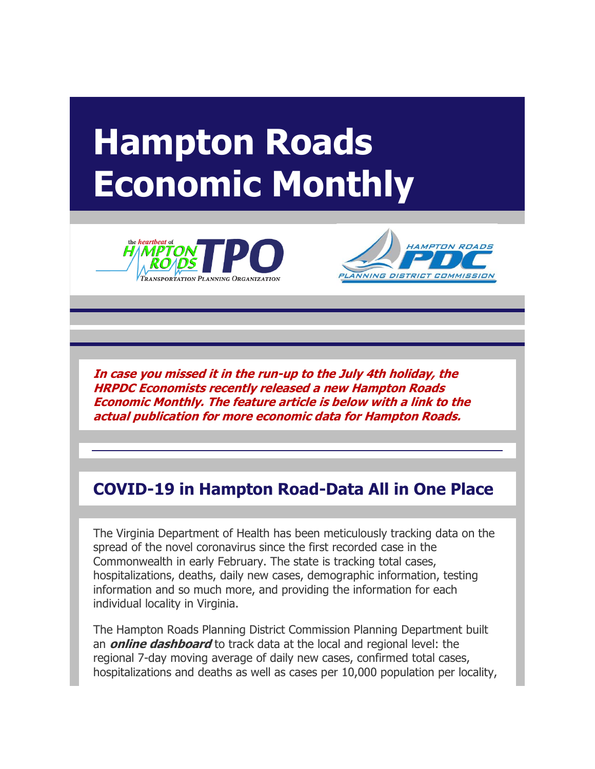# Hampton Roads Economic Monthly

***In case you missed it in the run-up to the July 4th holiday, the HRPDC Economists recently released a new Hampton Roads Economic Monthly. The feature article is below with a link to the actual publication for more economic data for Hampton Roads.***

---

## COVID-19 in Hampton Road-Data All in One Place

The Virginia Department of Health has been meticulously tracking data on the spread of the novel coronavirus since the first recorded case in the Commonwealth in early February. The state is tracking total cases, hospitalizations, deaths, daily new cases, demographic information, testing information and so much more, and providing the information for each individual locality in Virginia.

The Hampton Roads Planning District Commission Planning Department built an ***online dashboard*** to track data at the local and regional level: the regional 7-day moving average of daily new cases, confirmed total cases, hospitalizations and deaths as well as cases per 10,000 population per locality,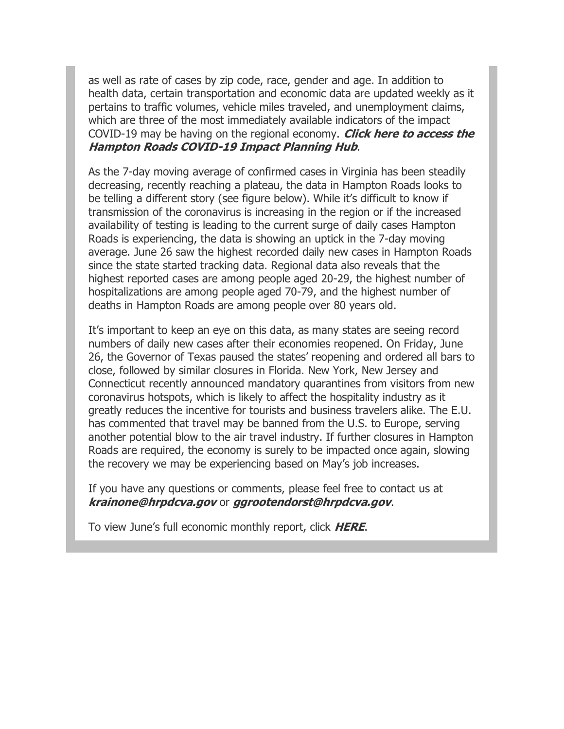as well as rate of cases by zip code, race, gender and age. In addition to health data, certain transportation and economic data are updated weekly as it pertains to traffic volumes, vehicle miles traveled, and unemployment claims, which are three of the most immediately available indicators of the impact COVID-19 may be having on the regional economy. ***Click here to access the Hampton Roads COVID-19 Impact Planning Hub***.

As the 7-day moving average of confirmed cases in Virginia has been steadily decreasing, recently reaching a plateau, the data in Hampton Roads looks to be telling a different story (see figure below). While it's difficult to know if transmission of the coronavirus is increasing in the region or if the increased availability of testing is leading to the current surge of daily cases Hampton Roads is experiencing, the data is showing an uptick in the 7-day moving average. June 26 saw the highest recorded daily new cases in Hampton Roads since the state started tracking data. Regional data also reveals that the highest reported cases are among people aged 20-29, the highest number of hospitalizations are among people aged 70-79, and the highest number of deaths in Hampton Roads are among people over 80 years old.

It's important to keep an eye on this data, as many states are seeing record numbers of daily new cases after their economies reopened. On Friday, June 26, the Governor of Texas paused the states' reopening and ordered all bars to close, followed by similar closures in Florida. New York, New Jersey and Connecticut recently announced mandatory quarantines from visitors from new coronavirus hotspots, which is likely to affect the hospitality industry as it greatly reduces the incentive for tourists and business travelers alike. The E.U. has commented that travel may be banned from the U.S. to Europe, serving another potential blow to the air travel industry. If further closures in Hampton Roads are required, the economy is surely to be impacted once again, slowing the recovery we may be experiencing based on May's job increases.

If you have any questions or comments, please feel free to contact us at ***krainone@hrpdcva.gov*** or ***ggrootendorst@hrpdcva.gov***.

To view June's full economic monthly report, click ***HERE***.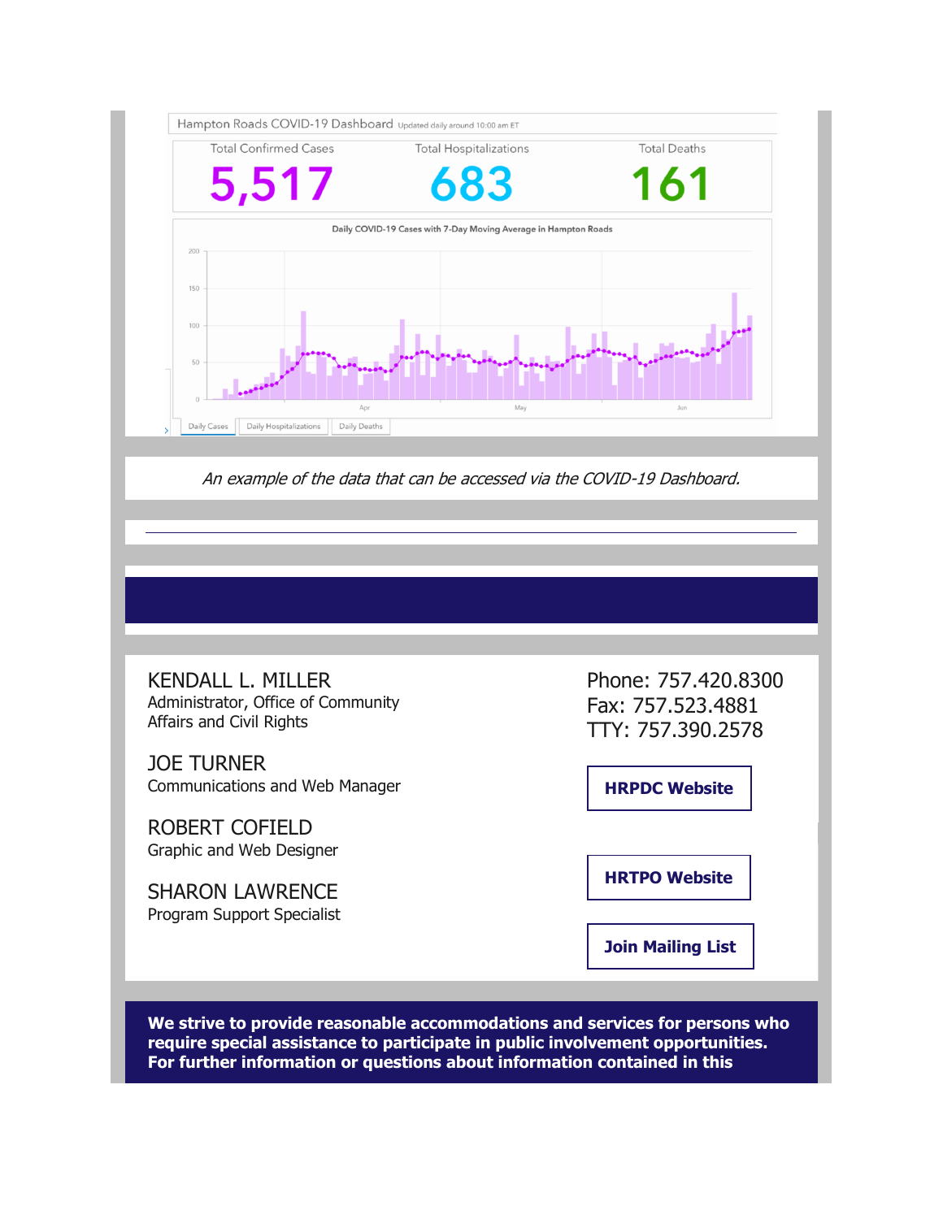Hampton Roads COVID-19 Dashboard Updated daily around 10:00 am ET

| Total Confirmed Cases | Total Hospitalizations | Total Deaths |
| --- | --- | --- |
| 5,517 | 683 | 161 |

Daily COVID-19 Cases with 7-Day Moving Average in Hampton Roads

Daily Cases | Daily Hospitalizations | Daily Deaths

*An example of the data that can be accessed via the COVID-19 Dashboard.*

---

KENDALL L. MILLER
Administrator, Office of Community Affairs and Civil Rights

JOE TURNER
Communications and Web Manager

ROBERT COFIELD
Graphic and Web Designer

SHARON LAWRENCE
Program Support Specialist

Phone: 757.420.8300
Fax: 757.523.4881
TTY: 757.390.2578

**HRPDC Website**

**HRTPO Website**

**Join Mailing List**

**We strive to provide reasonable accommodations and services for persons who require special assistance to participate in public involvement opportunities. For further information or questions about information contained in this**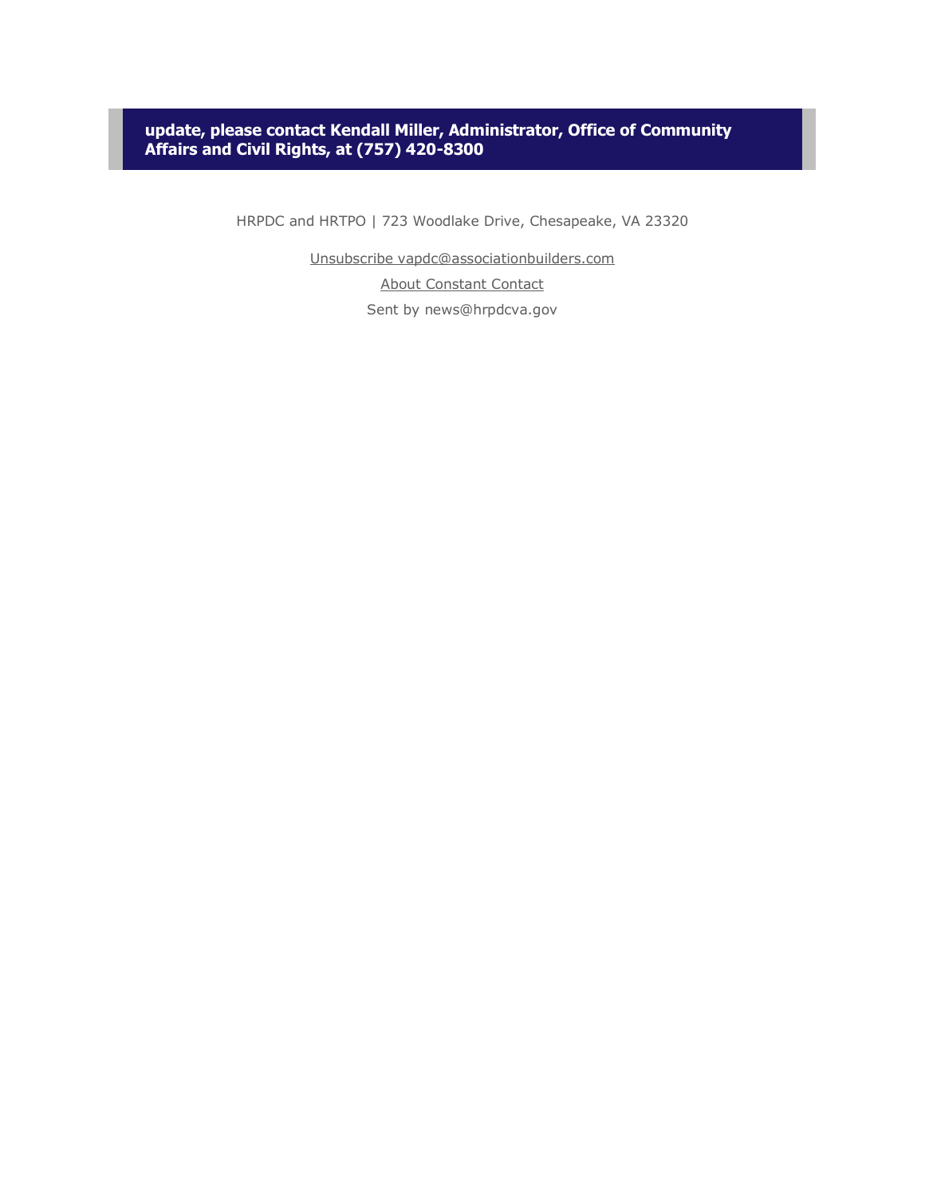**update, please contact Kendall Miller, Administrator, Office of Community Affairs and Civil Rights, at (757) 420-8300**

HRPDC and HRTPO | 723 Woodlake Drive, Chesapeake, VA 23320

Unsubscribe vapdc@associationbuilders.com

About Constant Contact

Sent by news@hrpdcva.gov